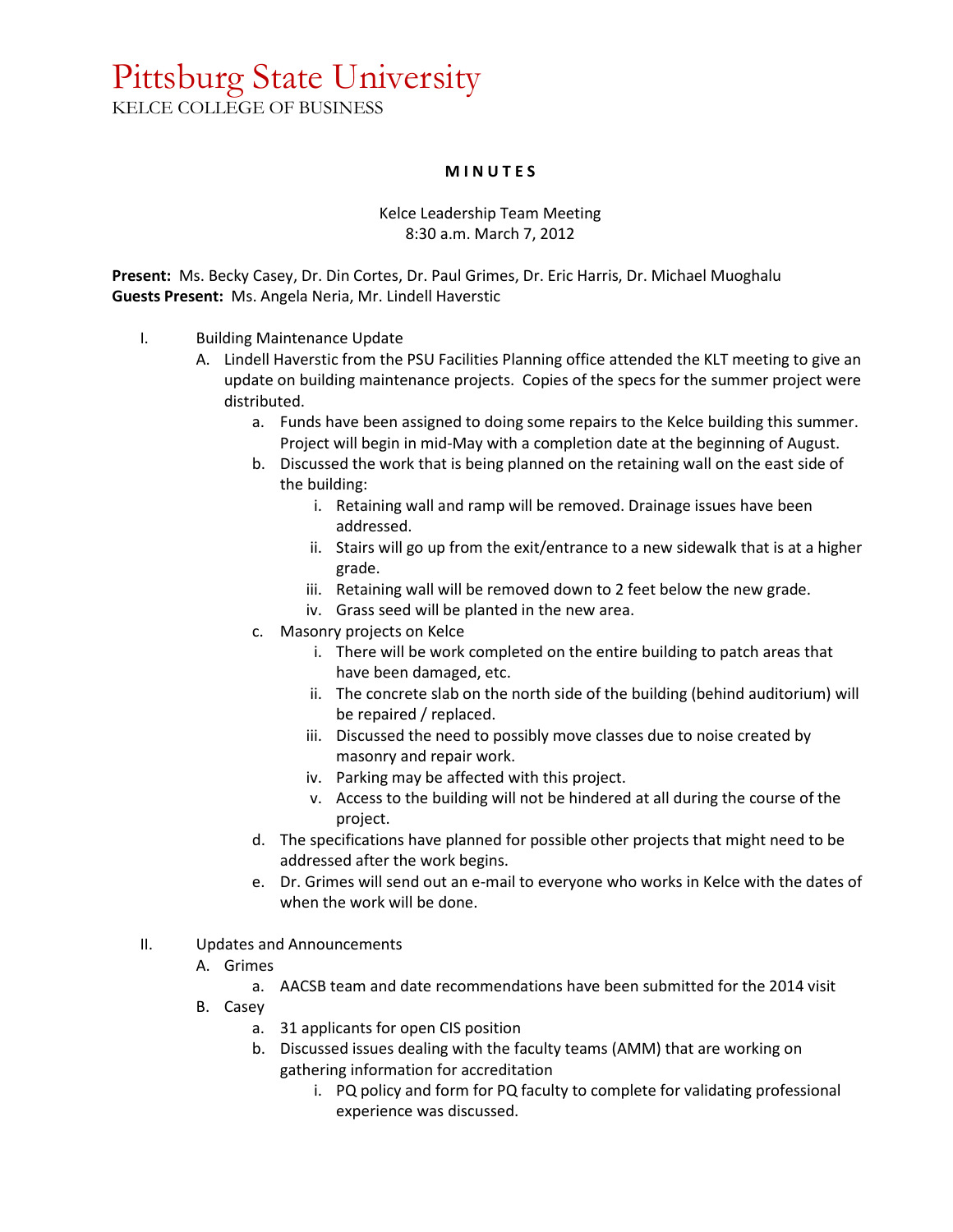# Pittsburg State University

KELCE COLLEGE OF BUSINESS

**M I N U T E S**

Kelce Leadership Team Meeting
8:30 a.m. March 7, 2012

**Present:** Ms. Becky Casey, Dr. Din Cortes, Dr. Paul Grimes, Dr. Eric Harris, Dr. Michael Muoghalu
**Guests Present:** Ms. Angela Neria, Mr. Lindell Haverstic

I. Building Maintenance Update
   A. Lindell Haverstic from the PSU Facilities Planning office attended the KLT meeting to give an update on building maintenance projects. Copies of the specs for the summer project were distributed.
      a. Funds have been assigned to doing some repairs to the Kelce building this summer. Project will begin in mid-May with a completion date at the beginning of August.
      b. Discussed the work that is being planned on the retaining wall on the east side of the building:
         i. Retaining wall and ramp will be removed. Drainage issues have been addressed.
         ii. Stairs will go up from the exit/entrance to a new sidewalk that is at a higher grade.
         iii. Retaining wall will be removed down to 2 feet below the new grade.
         iv. Grass seed will be planted in the new area.
      c. Masonry projects on Kelce
         i. There will be work completed on the entire building to patch areas that have been damaged, etc.
         ii. The concrete slab on the north side of the building (behind auditorium) will be repaired / replaced.
         iii. Discussed the need to possibly move classes due to noise created by masonry and repair work.
         iv. Parking may be affected with this project.
         v. Access to the building will not be hindered at all during the course of the project.
      d. The specifications have planned for possible other projects that might need to be addressed after the work begins.
      e. Dr. Grimes will send out an e-mail to everyone who works in Kelce with the dates of when the work will be done.

II. Updates and Announcements
   A. Grimes
      a. AACSB team and date recommendations have been submitted for the 2014 visit
   B. Casey
      a. 31 applicants for open CIS position
      b. Discussed issues dealing with the faculty teams (AMM) that are working on gathering information for accreditation
         i. PQ policy and form for PQ faculty to complete for validating professional experience was discussed.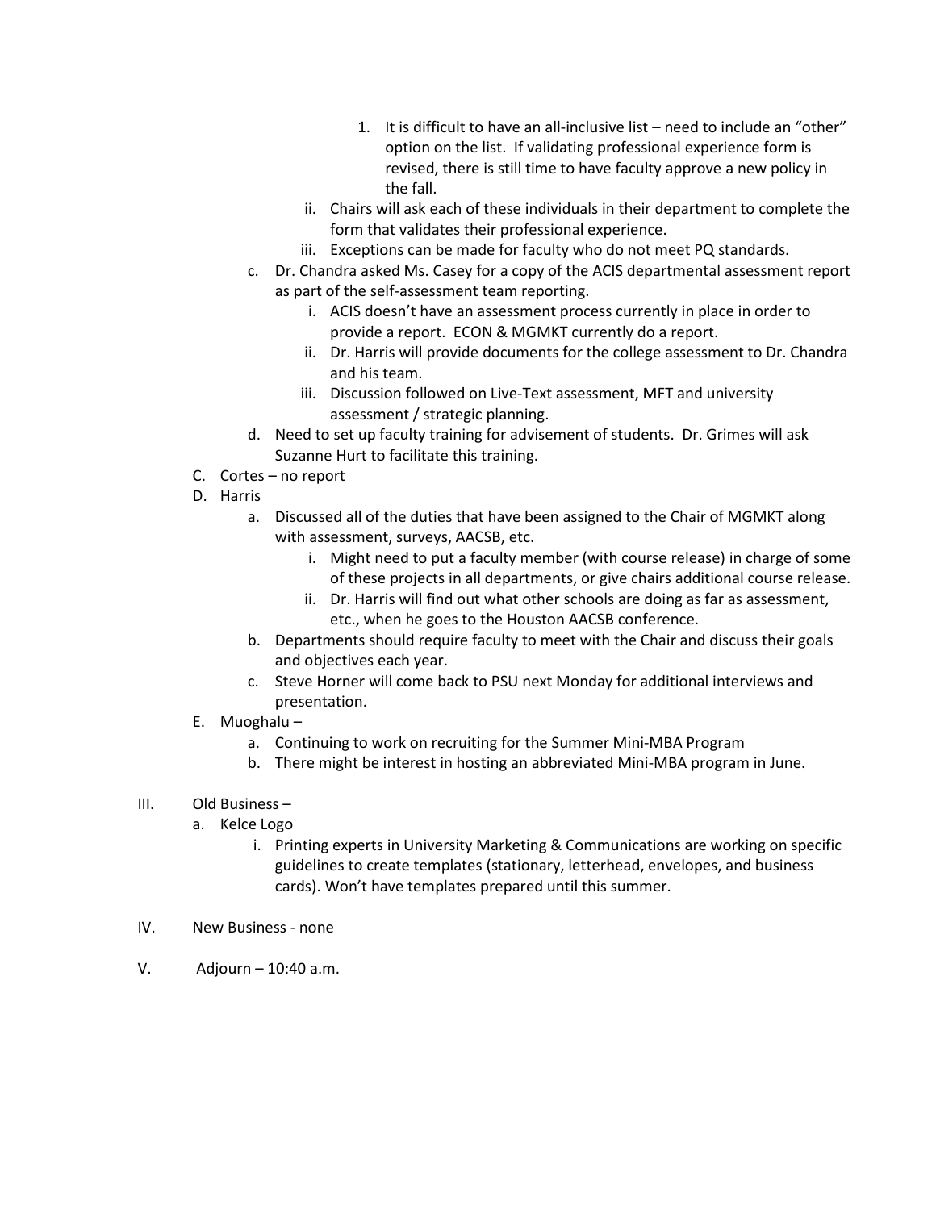1. It is difficult to have an all-inclusive list – need to include an "other" option on the list. If validating professional experience form is revised, there is still time to have faculty approve a new policy in the fall.

ii. Chairs will ask each of these individuals in their department to complete the form that validates their professional experience.

iii. Exceptions can be made for faculty who do not meet PQ standards.

c. Dr. Chandra asked Ms. Casey for a copy of the ACIS departmental assessment report as part of the self-assessment team reporting.

i. ACIS doesn't have an assessment process currently in place in order to provide a report. ECON & MGMKT currently do a report.

ii. Dr. Harris will provide documents for the college assessment to Dr. Chandra and his team.

iii. Discussion followed on Live-Text assessment, MFT and university assessment / strategic planning.

d. Need to set up faculty training for advisement of students. Dr. Grimes will ask Suzanne Hurt to facilitate this training.

C. Cortes – no report

D. Harris

a. Discussed all of the duties that have been assigned to the Chair of MGMKT along with assessment, surveys, AACSB, etc.

i. Might need to put a faculty member (with course release) in charge of some of these projects in all departments, or give chairs additional course release.

ii. Dr. Harris will find out what other schools are doing as far as assessment, etc., when he goes to the Houston AACSB conference.

b. Departments should require faculty to meet with the Chair and discuss their goals and objectives each year.

c. Steve Horner will come back to PSU next Monday for additional interviews and presentation.

E. Muoghalu –

a. Continuing to work on recruiting for the Summer Mini-MBA Program

b. There might be interest in hosting an abbreviated Mini-MBA program in June.

III. Old Business –

a. Kelce Logo

i. Printing experts in University Marketing & Communications are working on specific guidelines to create templates (stationary, letterhead, envelopes, and business cards). Won't have templates prepared until this summer.

IV. New Business - none

V. Adjourn – 10:40 a.m.